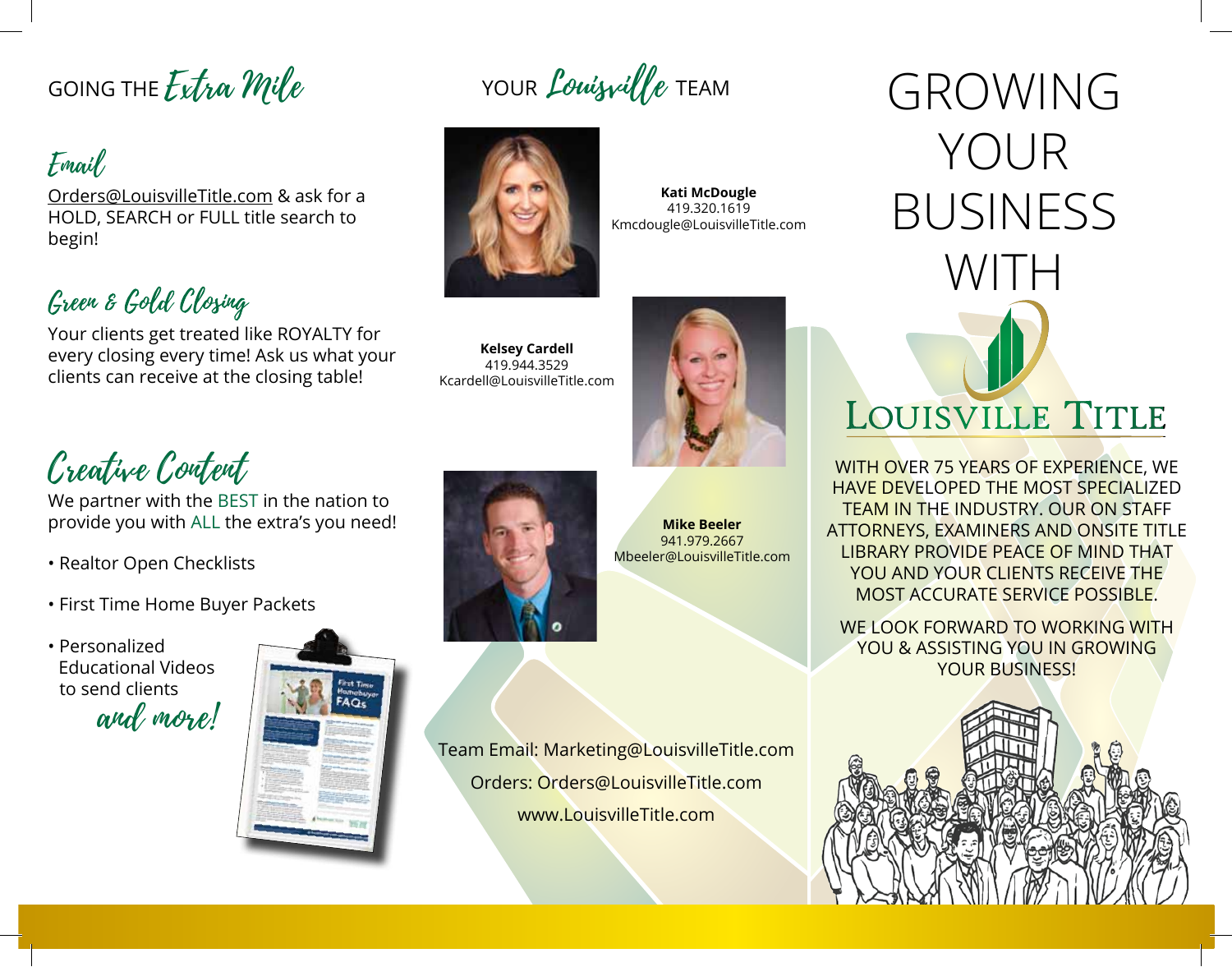# GOING THE *Extra Mile*

## *Email*

Orders@LouisvilleTitle.com & ask for a HOLD, SEARCH or FULL title search to begin!

## *Green & Gold Closing*

Your clients get treated like ROYALTY for every closing every time! Ask us what your clients can receive at the closing table!

## *Creative Content*

We partner with the BEST in the nation to provide you with ALL the extra's you need!

- Realtor Open Checklists
- First Time Home Buyer Packets
- Personalized Educational Videos to send clients

*and more!*

# YOUR *Louisville* TEAM

**Kati McDougle**
419.320.1619
Kmcdougle@LouisvilleTitle.com

**Kelsey Cardell**
419.944.3529
Kcardell@LouisvilleTitle.com

**Mike Beeler**
941.979.2667
Mbeeler@LouisvilleTitle.com

Team Email: Marketing@LouisvilleTitle.com

Orders: Orders@LouisvilleTitle.com

www.LouisvilleTitle.com

# GROWING YOUR BUSINESS WITH

## LOUISVILLE TITLE

WITH OVER 75 YEARS OF EXPERIENCE, WE HAVE DEVELOPED THE MOST SPECIALIZED TEAM IN THE INDUSTRY. OUR ON STAFF ATTORNEYS, EXAMINERS AND ONSITE TITLE LIBRARY PROVIDE PEACE OF MIND THAT YOU AND YOUR CLIENTS RECEIVE THE MOST ACCURATE SERVICE POSSIBLE.

WE LOOK FORWARD TO WORKING WITH YOU & ASSISTING YOU IN GROWING YOUR BUSINESS!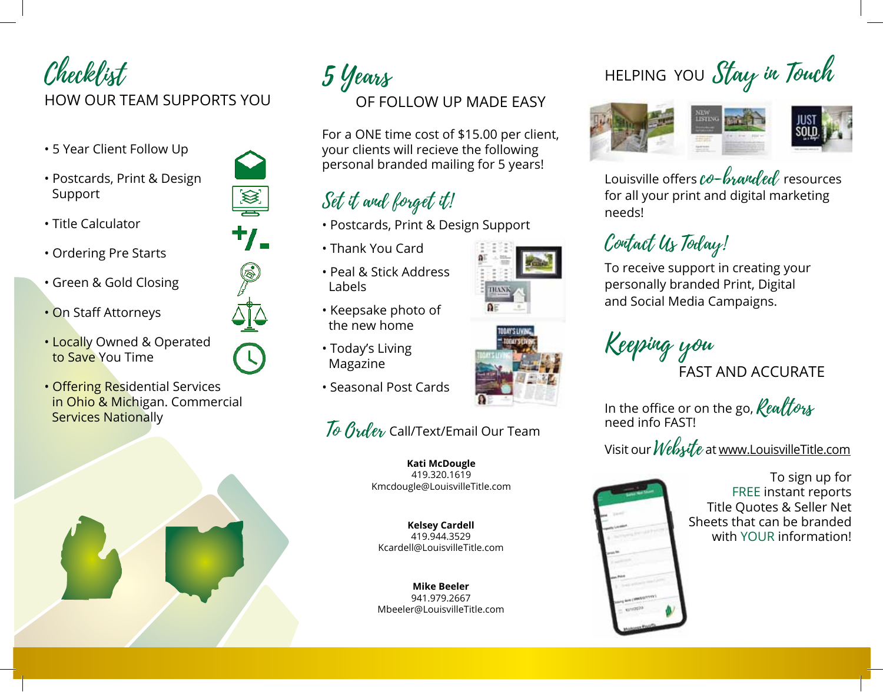## Checklist
### HOW OUR TEAM SUPPORTS YOU

- 5 Year Client Follow Up
- Postcards, Print & Design Support
- Title Calculator
- Ordering Pre Starts
- Green & Gold Closing
- On Staff Attorneys
- Locally Owned & Operated to Save You Time
- Offering Residential Services in Ohio & Michigan. Commercial Services Nationally

## 5 Years
### OF FOLLOW UP MADE EASY

For a ONE time cost of $15.00 per client, your clients will recieve the following personal branded mailing for 5 years!

### Set it and forget it!

- Postcards, Print & Design Support
- Thank You Card
- Peal & Stick Address Labels
- Keepsake photo of the new home
- Today's Living Magazine
- Seasonal Post Cards

**To Order** Call/Text/Email Our Team

**Kati McDougle**
419.320.1619
Kmcdougle@LouisvilleTitle.com

**Kelsey Cardell**
419.944.3529
Kcardell@LouisvilleTitle.com

**Mike Beeler**
941.979.2667
Mbeeler@LouisvilleTitle.com

## HELPING YOU Stay in Touch

Louisville offers *co-branded* resources for all your print and digital marketing needs!

### Contact Us Today!

To receive support in creating your personally branded Print, Digital and Social Media Campaigns.

## Keeping you
### FAST AND ACCURATE

In the office or on the go, *Realtors* need info FAST!

Visit our *Website* at www.LouisvilleTitle.com

To sign up for FREE instant reports Title Quotes & Seller Net Sheets that can be branded with YOUR information!